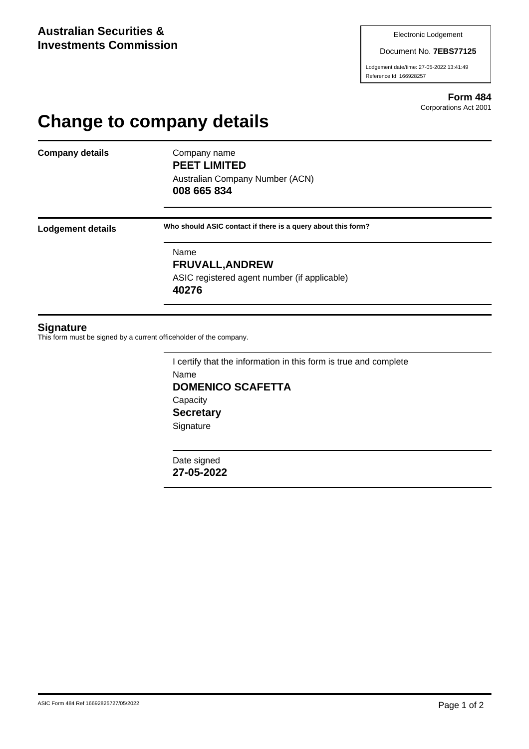**Australian Securities & Investments Commission**

Electronic Lodgement

Document No. **7EBS77125**

Lodgement date/time: 27-05-2022 13:41:49

Reference Id: 166928257

**Form 484**
Corporations Act 2001

# Change to company details

**Company details**

Company name
**PEET LIMITED**

Australian Company Number (ACN)
**008 665 834**

**Lodgement details**

**Who should ASIC contact if there is a query about this form?**

Name
**FRUVALL,ANDREW**

ASIC registered agent number (if applicable)
**40276**

## Signature

This form must be signed by a current officeholder of the company.

I certify that the information in this form is true and complete

Name
**DOMENICO SCAFETTA**

Capacity
**Secretary**

Signature

Date signed
**27-05-2022**

ASIC Form 484 Ref 16692825727/05/2022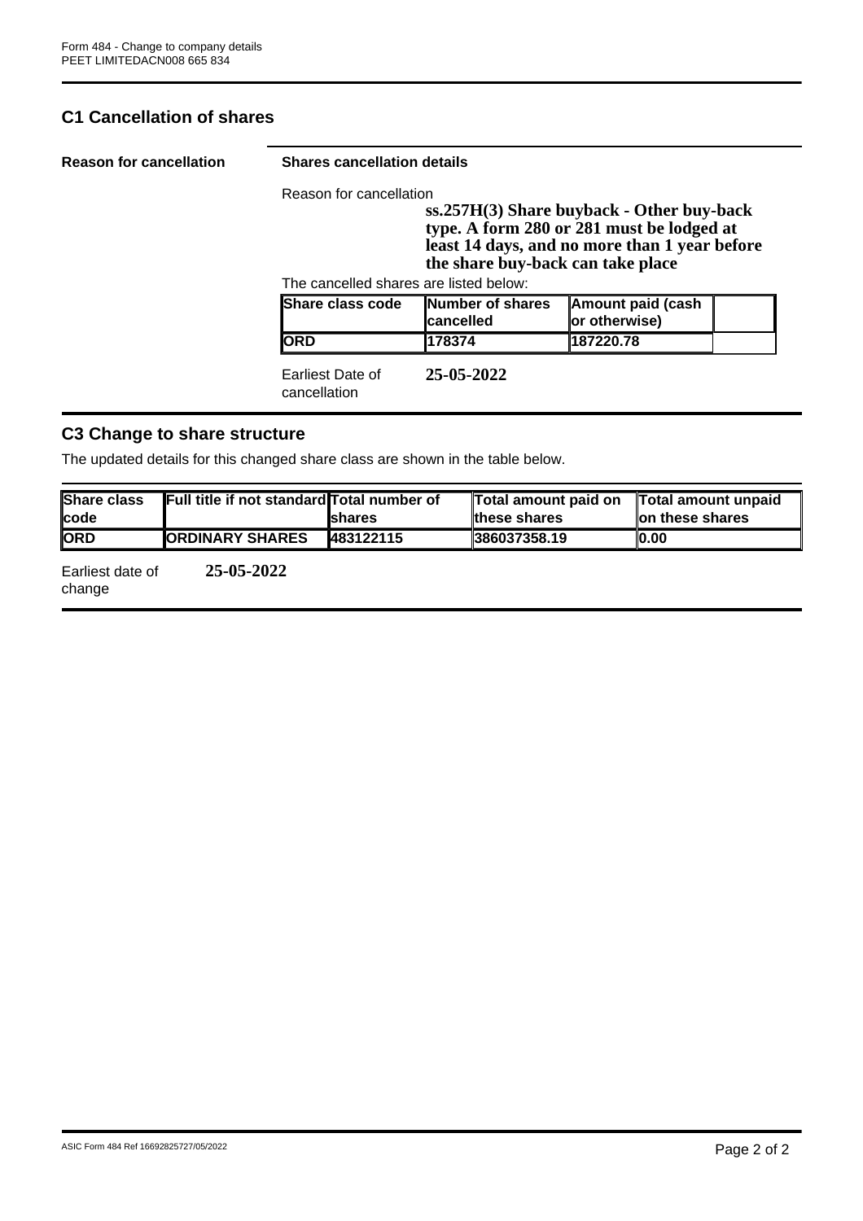## C1 Cancellation of shares

**Reason for cancellation**

**Shares cancellation details**

Reason for cancellation

**ss.257H(3) Share buyback - Other buy-back type. A form 280 or 281 must be lodged at least 14 days, and no more than 1 year before the share buy-back can take place**

The cancelled shares are listed below:

| Share class code | Number of shares cancelled | Amount paid (cash or otherwise) | |
|---|---|---|---|
| ORD | 178374 | 187220.78 | |

Earliest Date of cancellation **25-05-2022**

## C3 Change to share structure

The updated details for this changed share class are shown in the table below.

| Share class code | Full title if not standard | Total number of shares | Total amount paid on these shares | Total amount unpaid on these shares |
|---|---|---|---|---|
| ORD | ORDINARY SHARES | 483122115 | 386037358.19 | 0.00 |

Earliest date of change **25-05-2022**